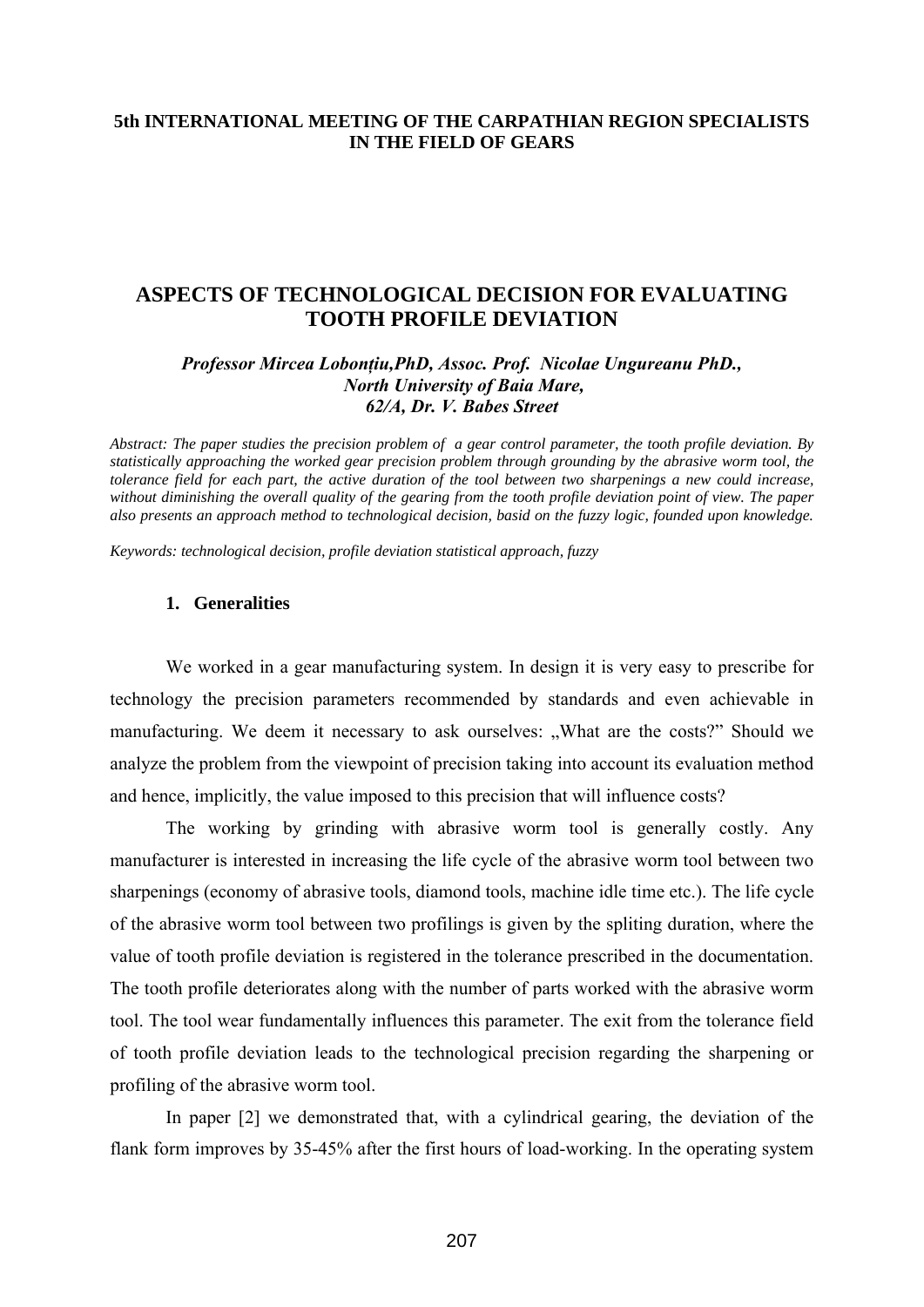**5th INTERNATIONAL MEETING OF THE CARPATHIAN REGION SPECIALISTS IN THE FIELD OF GEARS**

# ASPECTS OF TECHNOLOGICAL DECISION FOR EVALUATING TOOTH PROFILE DEVIATION

***Professor Mircea Lobonțiu,PhD, Assoc. Prof. Nicolae Ungureanu PhD., North University of Baia Mare, 62/A, Dr. V. Babes Street***

*Abstract: The paper studies the precision problem of a gear control parameter, the tooth profile deviation. By statistically approaching the worked gear precision problem through grounding by the abrasive worm tool, the tolerance field for each part, the active duration of the tool between two sharpenings a new could increase, without diminishing the overall quality of the gearing from the tooth profile deviation point of view. The paper also presents an approach method to technological decision, basid on the fuzzy logic, founded upon knowledge.*

*Keywords: technological decision, profile deviation statistical approach, fuzzy*

## 1. Generalities

We worked in a gear manufacturing system. In design it is very easy to prescribe for technology the precision parameters recommended by standards and even achievable in manufacturing. We deem it necessary to ask ourselves: „What are the costs?" Should we analyze the problem from the viewpoint of precision taking into account its evaluation method and hence, implicitly, the value imposed to this precision that will influence costs?

The working by grinding with abrasive worm tool is generally costly. Any manufacturer is interested in increasing the life cycle of the abrasive worm tool between two sharpenings (economy of abrasive tools, diamond tools, machine idle time etc.). The life cycle of the abrasive worm tool between two profilings is given by the spliting duration, where the value of tooth profile deviation is registered in the tolerance prescribed in the documentation. The tooth profile deteriorates along with the number of parts worked with the abrasive worm tool. The tool wear fundamentally influences this parameter. The exit from the tolerance field of tooth profile deviation leads to the technological precision regarding the sharpening or profiling of the abrasive worm tool.

In paper [2] we demonstrated that, with a cylindrical gearing, the deviation of the flank form improves by 35-45% after the first hours of load-working. In the operating system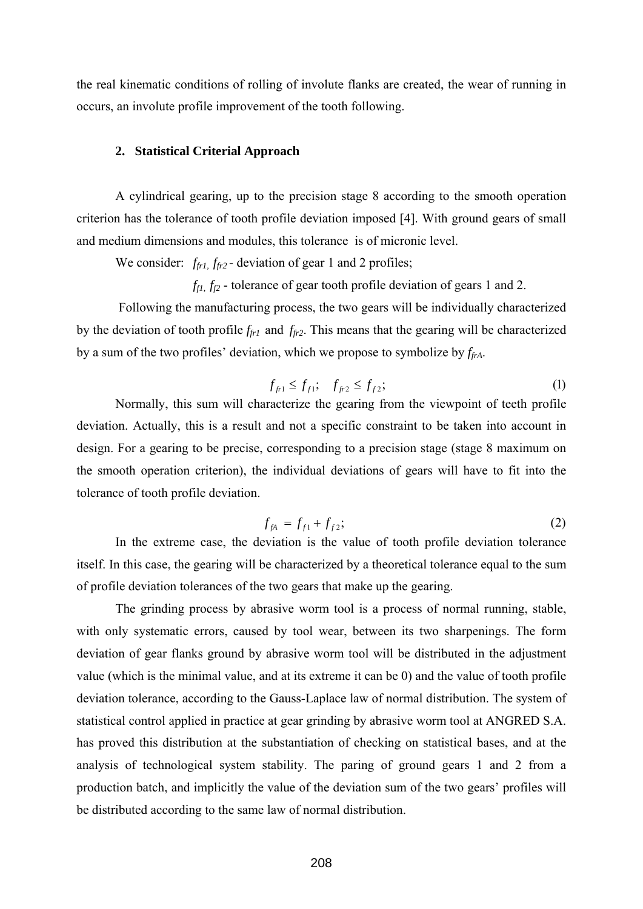the real kinematic conditions of rolling of involute flanks are created, the wear of running in occurs, an involute profile improvement of the tooth following.

## 2. Statistical Criterial Approach

A cylindrical gearing, up to the precision stage 8 according to the smooth operation criterion has the tolerance of tooth profile deviation imposed [4]. With ground gears of small and medium dimensions and modules, this tolerance is of micronic level.

We consider: $f_{fr1}, f_{fr2}$ - deviation of gear 1 and 2 profiles;

$f_{f1}, f_{f2}$ - tolerance of gear tooth profile deviation of gears 1 and 2.

Following the manufacturing process, the two gears will be individually characterized by the deviation of tooth profile $f_{fr1}$ and $f_{fr2}$. This means that the gearing will be characterized by a sum of the two profiles' deviation, which we propose to symbolize by $f_{frA}$.

$$f_{fr1} \leq f_{f1}; \quad f_{fr2} \leq f_{f2}; \tag{1}$$

Normally, this sum will characterize the gearing from the viewpoint of teeth profile deviation. Actually, this is a result and not a specific constraint to be taken into account in design. For a gearing to be precise, corresponding to a precision stage (stage 8 maximum on the smooth operation criterion), the individual deviations of gears will have to fit into the tolerance of tooth profile deviation.

$$f_{fA} = f_{f1} + f_{f2}; \tag{2}$$

In the extreme case, the deviation is the value of tooth profile deviation tolerance itself. In this case, the gearing will be characterized by a theoretical tolerance equal to the sum of profile deviation tolerances of the two gears that make up the gearing.

The grinding process by abrasive worm tool is a process of normal running, stable, with only systematic errors, caused by tool wear, between its two sharpenings. The form deviation of gear flanks ground by abrasive worm tool will be distributed in the adjustment value (which is the minimal value, and at its extreme it can be 0) and the value of tooth profile deviation tolerance, according to the Gauss-Laplace law of normal distribution. The system of statistical control applied in practice at gear grinding by abrasive worm tool at ANGRED S.A. has proved this distribution at the substantiation of checking on statistical bases, and at the analysis of technological system stability. The paring of ground gears 1 and 2 from a production batch, and implicitly the value of the deviation sum of the two gears' profiles will be distributed according to the same law of normal distribution.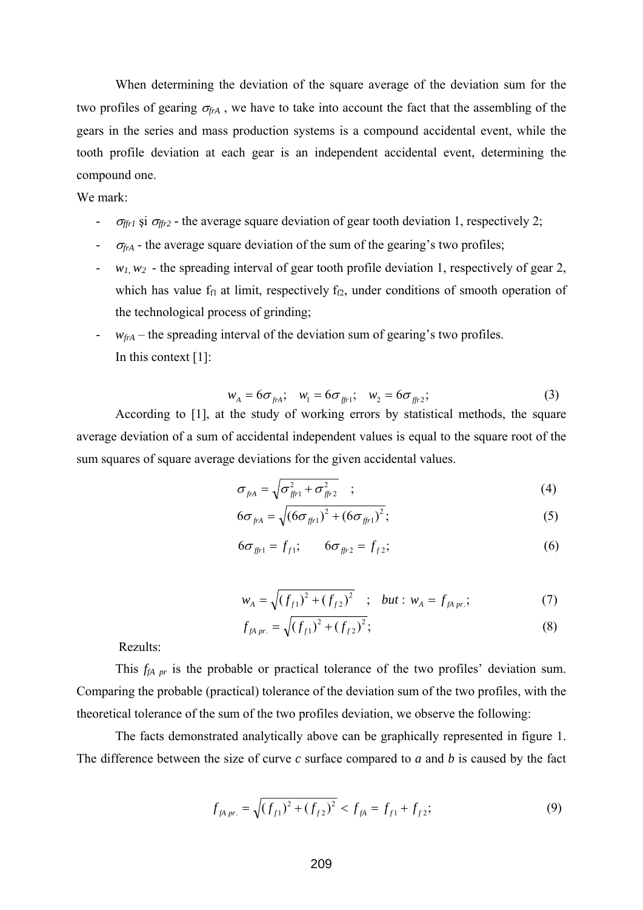When determining the deviation of the square average of the deviation sum for the two profiles of gearing $\sigma_{frA}$ , we have to take into account the fact that the assembling of the gears in the series and mass production systems is a compound accidental event, while the tooth profile deviation at each gear is an independent accidental event, determining the compound one.

We mark:

- $\sigma_{ffr1}$ şi $\sigma_{ffr2}$ - the average square deviation of gear tooth deviation 1, respectively 2;
- $\sigma_{frA}$ - the average square deviation of the sum of the gearing's two profiles;
- $w_1, w_2$ - the spreading interval of gear tooth profile deviation 1, respectively of gear 2, which has value $f_{f1}$ at limit, respectively $f_{f2}$, under conditions of smooth operation of the technological process of grinding;
- $w_{frA}$ – the spreading interval of the deviation sum of gearing's two profiles.

In this context [1]:

$$w_A = 6\sigma_{frA}; \quad w_1 = 6\sigma_{ffr1}; \quad w_2 = 6\sigma_{ffr2}; \tag{3}$$

According to [1], at the study of working errors by statistical methods, the square average deviation of a sum of accidental independent values is equal to the square root of the sum squares of square average deviations for the given accidental values.

$$\sigma_{frA} = \sqrt{\sigma_{ffr1}^2 + \sigma_{ffr2}^2} \quad ; \tag{4}$$

$$6\sigma_{frA} = \sqrt{(6\sigma_{ffr1})^2 + (6\sigma_{ffr1})^2}; \tag{5}$$

$$6\sigma_{ffr1} = f_{f1}; \qquad 6\sigma_{ffr2} = f_{f2}; \tag{6}$$

$$w_A = \sqrt{(f_{f1})^2 + (f_{f2})^2} \quad ; \quad but: \; w_A = f_{fA\,pr.}; \tag{7}$$

$$f_{fA\,pr.} = \sqrt{(f_{f1})^2 + (f_{f2})^2}; \tag{8}$$

Rezults:

This $f_{fA\ pr}$ is the probable or practical tolerance of the two profiles' deviation sum. Comparing the probable (practical) tolerance of the deviation sum of the two profiles, with the theoretical tolerance of the sum of the two profiles deviation, we observe the following:

The facts demonstrated analytically above can be graphically represented in figure 1. The difference between the size of curve *c* surface compared to *a* and *b* is caused by the fact

$$f_{fA\,pr.} = \sqrt{(f_{f1})^2 + (f_{f2})^2} < f_{fA} = f_{f1} + f_{f2}; \tag{9}$$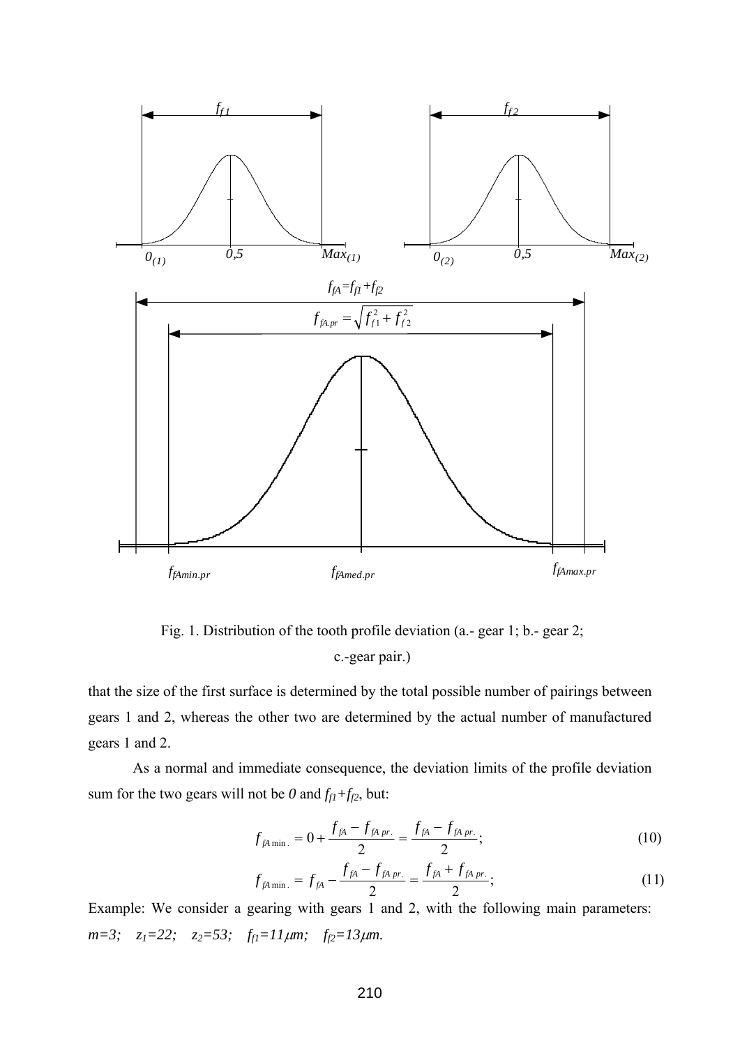Fig. 1. Distribution of the tooth profile deviation (a.- gear 1; b.- gear 2; c.-gear pair.)

that the size of the first surface is determined by the total possible number of pairings between gears 1 and 2, whereas the other two are determined by the actual number of manufactured gears 1 and 2.

As a normal and immediate consequence, the deviation limits of the profile deviation sum for the two gears will not be *0* and $f_{f1}+f_{f2}$, but:

$$f_{fA\min.} = 0 + \frac{f_{fA} - f_{fA\,pr.}}{2} = \frac{f_{fA} - f_{fA\,pr.}}{2}; \tag{10}$$

$$f_{fA\min.} = f_{fA} - \frac{f_{fA} - f_{fA\,pr.}}{2} = \frac{f_{fA} + f_{fA\,pr.}}{2}; \tag{11}$$

Example: We consider a gearing with gears 1 and 2, with the following main parameters: $m=3$; $z_1=22$; $z_2=53$; $f_{f1}=11\mu m$; $f_{f2}=13\mu m$.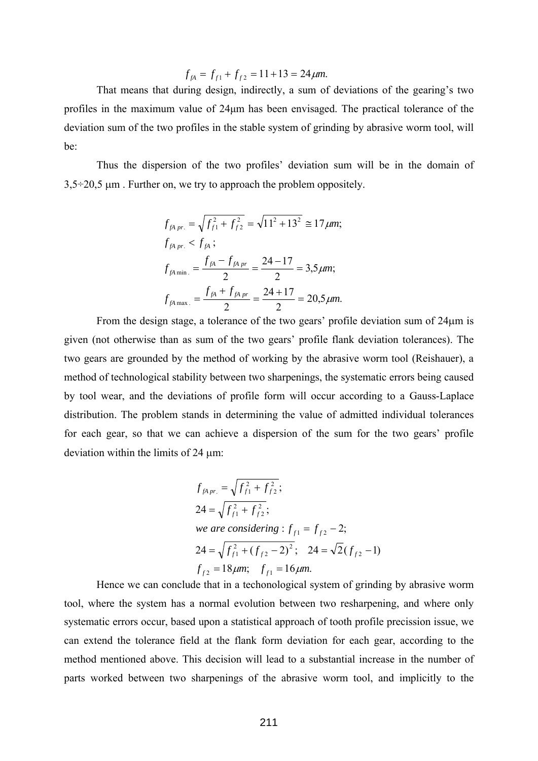$$f_{fA} = f_{f1} + f_{f2} = 11 + 13 = 24\mu m.$$

That means that during design, indirectly, a sum of deviations of the gearing's two profiles in the maximum value of 24μm has been envisaged. The practical tolerance of the deviation sum of the two profiles in the stable system of grinding by abrasive worm tool, will be:

Thus the dispersion of the two profiles' deviation sum will be in the domain of 3,5÷20,5 μm . Further on, we try to approach the problem oppositely.

$$f_{fA\,pr.} = \sqrt{f_{f1}^2 + f_{f2}^2} = \sqrt{11^2 + 13^2} \cong 17\mu m;$$

$$f_{fA\,pr.} < f_{fA};$$

$$f_{fA\min.} = \frac{f_{fA} - f_{fA\,pr}}{2} = \frac{24 - 17}{2} = 3{,}5\mu m;$$

$$f_{fA\max.} = \frac{f_{fA} + f_{fA\,pr}}{2} = \frac{24 + 17}{2} = 20{,}5\mu m.$$

From the design stage, a tolerance of the two gears' profile deviation sum of 24μm is given (not otherwise than as sum of the two gears' profile flank deviation tolerances). The two gears are grounded by the method of working by the abrasive worm tool (Reishauer), a method of technological stability between two sharpenings, the systematic errors being caused by tool wear, and the deviations of profile form will occur according to a Gauss-Laplace distribution. The problem stands in determining the value of admitted individual tolerances for each gear, so that we can achieve a dispersion of the sum for the two gears' profile deviation within the limits of 24 μm:

$$f_{fA\,pr.} = \sqrt{f_{f1}^2 + f_{f2}^2};$$

$$24 = \sqrt{f_{f1}^2 + f_{f2}^2};$$

$$\textit{we are considering}: f_{f1} = f_{f2} - 2;$$

$$24 = \sqrt{f_{f1}^2 + (f_{f2} - 2)^2}; \quad 24 = \sqrt{2}(f_{f2} - 1)$$

$$f_{f2} = 18\mu m; \quad f_{f1} = 16\mu m.$$

Hence we can conclude that in a techonological system of grinding by abrasive worm tool, where the system has a normal evolution between two resharpening, and where only systematic errors occur, based upon a statistical approach of tooth profile precission issue, we can extend the tolerance field at the flank form deviation for each gear, according to the method mentioned above. This decision will lead to a substantial increase in the number of parts worked between two sharpenings of the abrasive worm tool, and implicitly to the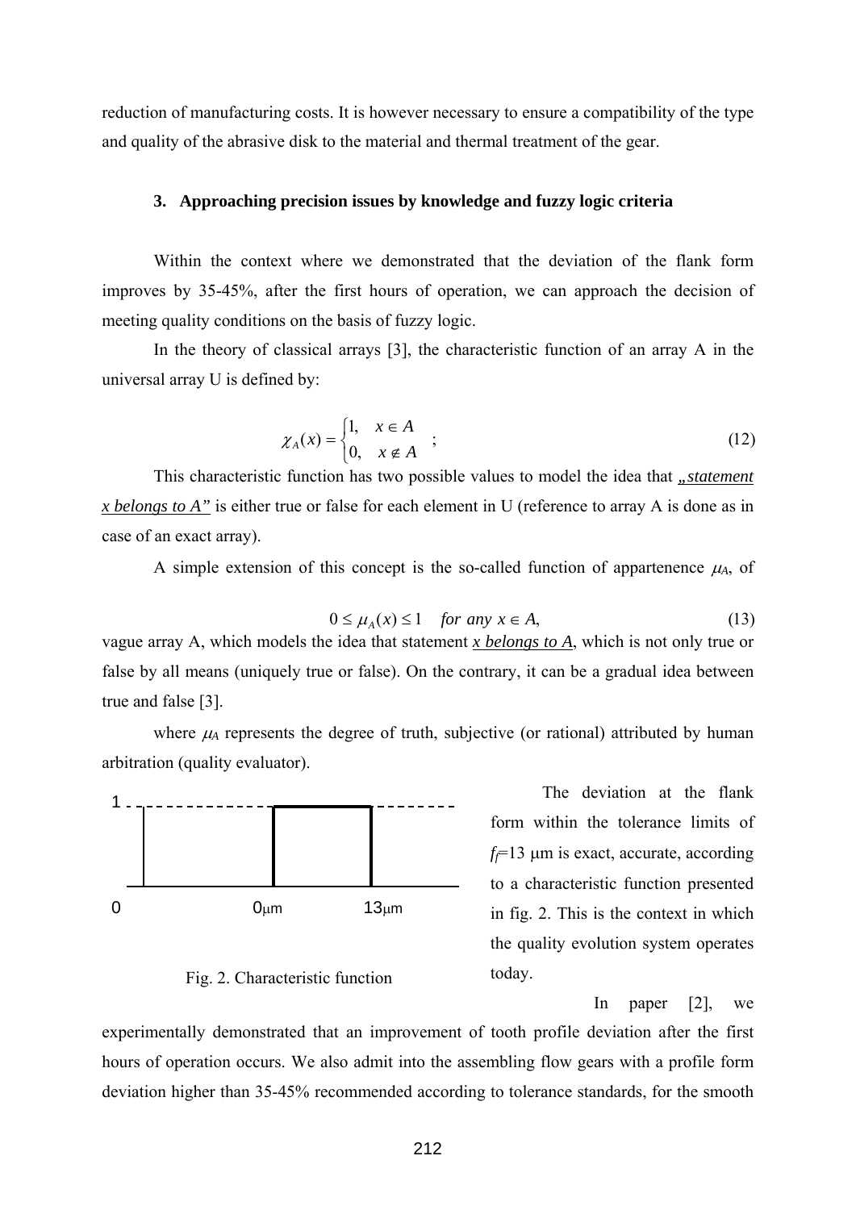reduction of manufacturing costs. It is however necessary to ensure a compatibility of the type and quality of the abrasive disk to the material and thermal treatment of the gear.

### 3. Approaching precision issues by knowledge and fuzzy logic criteria

Within the context where we demonstrated that the deviation of the flank form improves by 35-45%, after the first hours of operation, we can approach the decision of meeting quality conditions on the basis of fuzzy logic.

In the theory of classical arrays [3], the characteristic function of an array A in the universal array U is defined by:

$$\chi_A(x) = \begin{cases} 1, & x \in A \\ 0, & x \notin A \end{cases} \quad ; \tag{12}$$

This characteristic function has two possible values to model the idea that *„statement x belongs to A"* is either true or false for each element in U (reference to array A is done as in case of an exact array).

A simple extension of this concept is the so-called function of appartenence $\mu_A$, of

$$0 \le \mu_A(x) \le 1 \quad \textit{for any } x \in A, \tag{13}$$

vague array A, which models the idea that statement *x belongs to A*, which is not only true or false by all means (uniquely true or false). On the contrary, it can be a gradual idea between true and false [3].

where $\mu_A$ represents the degree of truth, subjective (or rational) attributed by human arbitration (quality evaluator).

Fig. 2. Characteristic function

The deviation at the flank form within the tolerance limits of $f_f$=13 μm is exact, accurate, according to a characteristic function presented in fig. 2. This is the context in which the quality evolution system operates today.

In paper [2], we experimentally demonstrated that an improvement of tooth profile deviation after the first hours of operation occurs. We also admit into the assembling flow gears with a profile form deviation higher than 35-45% recommended according to tolerance standards, for the smooth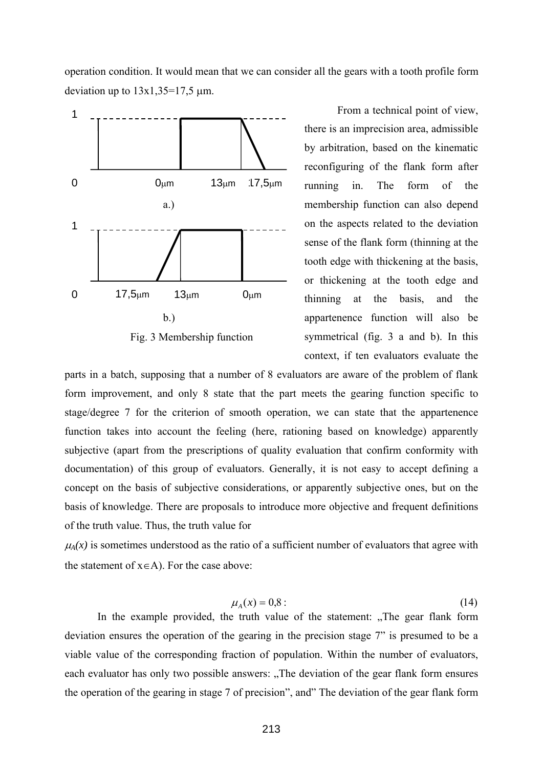operation condition. It would mean that we can consider all the gears with a tooth profile form deviation up to 13x1,35=17,5 μm.

From a technical point of view, there is an imprecision area, admissible by arbitration, based on the kinematic reconfiguring of the flank form after running in. The form of the membership function can also depend on the aspects related to the deviation sense of the flank form (thinning at the tooth edge with thickening at the basis, or thickening at the tooth edge and thinning at the basis, and the appartenence function will also be symmetrical (fig. 3 a and b). In this context, if ten evaluators evaluate the parts in a batch, supposing that a number of 8 evaluators are aware of the problem of flank form improvement, and only 8 state that the part meets the gearing function specific to stage/degree 7 for the criterion of smooth operation, we can state that the appartenence function takes into account the feeling (here, rationing based on knowledge) apparently subjective (apart from the prescriptions of quality evaluation that confirm conformity with documentation) of this group of evaluators. Generally, it is not easy to accept defining a concept on the basis of subjective considerations, or apparently subjective ones, but on the basis of knowledge. There are proposals to introduce more objective and frequent definitions of the truth value. Thus, the truth value for

Fig. 3 Membership function

$\mu_A(x)$ is sometimes understood as the ratio of a sufficient number of evaluators that agree with the statement of $x \in A$). For the case above:

$$\mu_A(x) = 0{,}8: \tag{14}$$

In the example provided, the truth value of the statement: „The gear flank form deviation ensures the operation of the gearing in the precision stage 7" is presumed to be a viable value of the corresponding fraction of population. Within the number of evaluators, each evaluator has only two possible answers: „The deviation of the gear flank form ensures the operation of the gearing in stage 7 of precision", and" The deviation of the gear flank form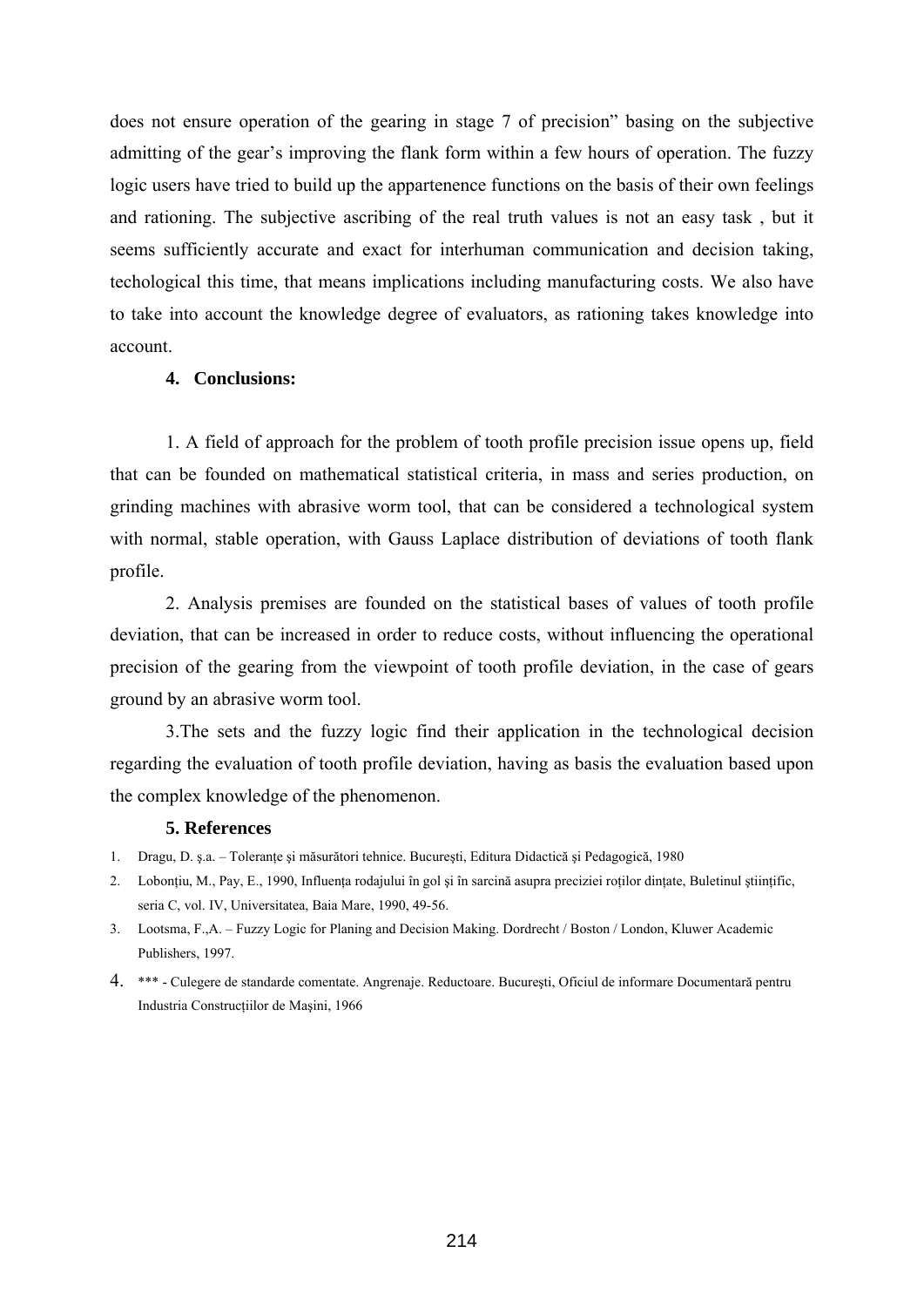does not ensure operation of the gearing in stage 7 of precision" basing on the subjective admitting of the gear's improving the flank form within a few hours of operation. The fuzzy logic users have tried to build up the appartenence functions on the basis of their own feelings and rationing. The subjective ascribing of the real truth values is not an easy task , but it seems sufficiently accurate and exact for interhuman communication and decision taking, techological this time, that means implications including manufacturing costs. We also have to take into account the knowledge degree of evaluators, as rationing takes knowledge into account.

## 4. Conclusions:

1. A field of approach for the problem of tooth profile precision issue opens up, field that can be founded on mathematical statistical criteria, in mass and series production, on grinding machines with abrasive worm tool, that can be considered a technological system with normal, stable operation, with Gauss Laplace distribution of deviations of tooth flank profile.

2. Analysis premises are founded on the statistical bases of values of tooth profile deviation, that can be increased in order to reduce costs, without influencing the operational precision of the gearing from the viewpoint of tooth profile deviation, in the case of gears ground by an abrasive worm tool.

3.The sets and the fuzzy logic find their application in the technological decision regarding the evaluation of tooth profile deviation, having as basis the evaluation based upon the complex knowledge of the phenomenon.

## 5. References

1. Dragu, D. ş.a. – Toleranțe şi măsurători tehnice. Bucureşti, Editura Didactică şi Pedagogică, 1980
2. Lobonțiu, M., Pay, E., 1990, Influența rodajului în gol şi în sarcină asupra preciziei roților dințate, Buletinul ştiințific, seria C, vol. IV, Universitatea, Baia Mare, 1990, 49-56.
3. Lootsma, F.,A. – Fuzzy Logic for Planing and Decision Making. Dordrecht / Boston / London, Kluwer Academic Publishers, 1997.
4. *** - Culegere de standarde comentate. Angrenaje. Reductoare. Bucureşti, Oficiul de informare Documentară pentru Industria Construcțiilor de Maşini, 1966